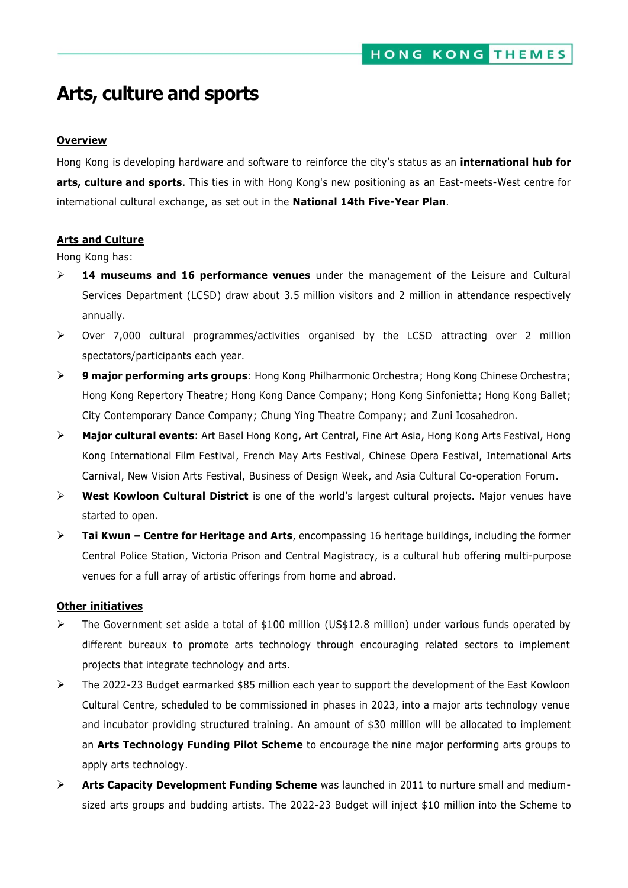# Arts, culture and sports

## Overview

Hong Kong is developing hardware and software to reinforce the city's status as an **international hub for arts, culture and sports**. This ties in with Hong Kong's new positioning as an East-meets-West centre for international cultural exchange, as set out in the **National 14th Five-Year Plan**.

## Arts and Culture

Hong Kong has:

- **14 museums and 16 performance venues** under the management of the Leisure and Cultural Services Department (LCSD) draw about 3.5 million visitors and 2 million in attendance respectively annually.
- Over 7,000 cultural programmes/activities organised by the LCSD attracting over 2 million spectators/participants each year.
- **9 major performing arts groups**: Hong Kong Philharmonic Orchestra; Hong Kong Chinese Orchestra; Hong Kong Repertory Theatre; Hong Kong Dance Company; Hong Kong Sinfonietta; Hong Kong Ballet; City Contemporary Dance Company; Chung Ying Theatre Company; and Zuni Icosahedron.
- **Major cultural events**: Art Basel Hong Kong, Art Central, Fine Art Asia, Hong Kong Arts Festival, Hong Kong International Film Festival, French May Arts Festival, Chinese Opera Festival, International Arts Carnival, New Vision Arts Festival, Business of Design Week, and Asia Cultural Co-operation Forum.
- **West Kowloon Cultural District** is one of the world's largest cultural projects. Major venues have started to open.
- **Tai Kwun – Centre for Heritage and Arts**, encompassing 16 heritage buildings, including the former Central Police Station, Victoria Prison and Central Magistracy, is a cultural hub offering multi-purpose venues for a full array of artistic offerings from home and abroad.

## Other initiatives

- The Government set aside a total of $100 million (US$12.8 million) under various funds operated by different bureaux to promote arts technology through encouraging related sectors to implement projects that integrate technology and arts.
- The 2022-23 Budget earmarked $85 million each year to support the development of the East Kowloon Cultural Centre, scheduled to be commissioned in phases in 2023, into a major arts technology venue and incubator providing structured training. An amount of $30 million will be allocated to implement an **Arts Technology Funding Pilot Scheme** to encourage the nine major performing arts groups to apply arts technology.
- **Arts Capacity Development Funding Scheme** was launched in 2011 to nurture small and medium-sized arts groups and budding artists. The 2022-23 Budget will inject $10 million into the Scheme to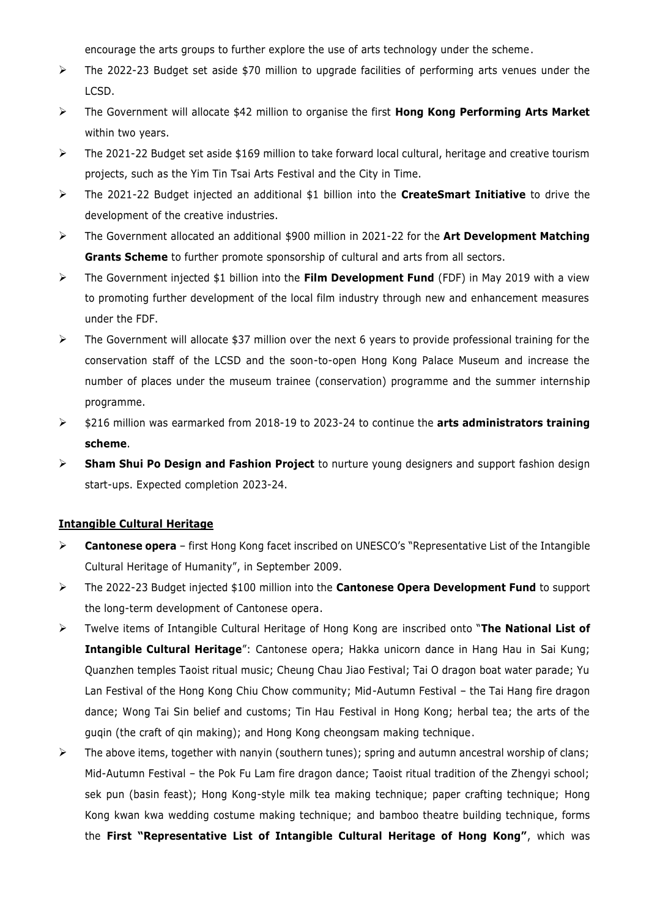encourage the arts groups to further explore the use of arts technology under the scheme.

- The 2022-23 Budget set aside $70 million to upgrade facilities of performing arts venues under the LCSD.
- The Government will allocate $42 million to organise the first **Hong Kong Performing Arts Market** within two years.
- The 2021-22 Budget set aside $169 million to take forward local cultural, heritage and creative tourism projects, such as the Yim Tin Tsai Arts Festival and the City in Time.
- The 2021-22 Budget injected an additional $1 billion into the **CreateSmart Initiative** to drive the development of the creative industries.
- The Government allocated an additional $900 million in 2021-22 for the **Art Development Matching Grants Scheme** to further promote sponsorship of cultural and arts from all sectors.
- The Government injected $1 billion into the **Film Development Fund** (FDF) in May 2019 with a view to promoting further development of the local film industry through new and enhancement measures under the FDF.
- The Government will allocate $37 million over the next 6 years to provide professional training for the conservation staff of the LCSD and the soon-to-open Hong Kong Palace Museum and increase the number of places under the museum trainee (conservation) programme and the summer internship programme.
- $216 million was earmarked from 2018-19 to 2023-24 to continue the **arts administrators training scheme**.
- **Sham Shui Po Design and Fashion Project** to nurture young designers and support fashion design start-ups. Expected completion 2023-24.

**Intangible Cultural Heritage**

- **Cantonese opera** – first Hong Kong facet inscribed on UNESCO's "Representative List of the Intangible Cultural Heritage of Humanity", in September 2009.
- The 2022-23 Budget injected $100 million into the **Cantonese Opera Development Fund** to support the long-term development of Cantonese opera.
- Twelve items of Intangible Cultural Heritage of Hong Kong are inscribed onto "**The National List of Intangible Cultural Heritage**": Cantonese opera; Hakka unicorn dance in Hang Hau in Sai Kung; Quanzhen temples Taoist ritual music; Cheung Chau Jiao Festival; Tai O dragon boat water parade; Yu Lan Festival of the Hong Kong Chiu Chow community; Mid-Autumn Festival – the Tai Hang fire dragon dance; Wong Tai Sin belief and customs; Tin Hau Festival in Hong Kong; herbal tea; the arts of the guqin (the craft of qin making); and Hong Kong cheongsam making technique.
- The above items, together with nanyin (southern tunes); spring and autumn ancestral worship of clans; Mid-Autumn Festival – the Pok Fu Lam fire dragon dance; Taoist ritual tradition of the Zhengyi school; sek pun (basin feast); Hong Kong-style milk tea making technique; paper crafting technique; Hong Kong kwan kwa wedding costume making technique; and bamboo theatre building technique, forms the **First "Representative List of Intangible Cultural Heritage of Hong Kong"**, which was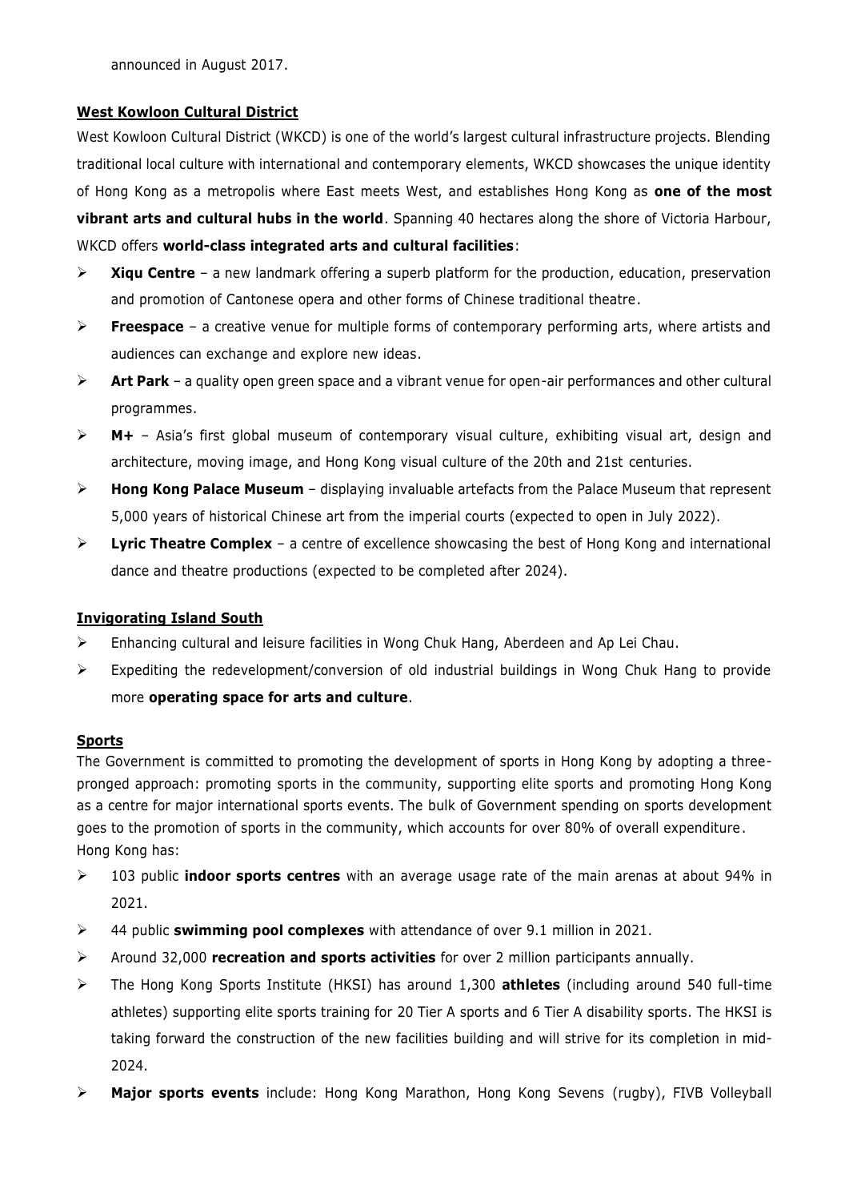announced in August 2017.

**West Kowloon Cultural District**

West Kowloon Cultural District (WKCD) is one of the world's largest cultural infrastructure projects. Blending traditional local culture with international and contemporary elements, WKCD showcases the unique identity of Hong Kong as a metropolis where East meets West, and establishes Hong Kong as **one of the most vibrant arts and cultural hubs in the world**. Spanning 40 hectares along the shore of Victoria Harbour, WKCD offers **world-class integrated arts and cultural facilities**:

- **Xiqu Centre** – a new landmark offering a superb platform for the production, education, preservation and promotion of Cantonese opera and other forms of Chinese traditional theatre.
- **Freespace** – a creative venue for multiple forms of contemporary performing arts, where artists and audiences can exchange and explore new ideas.
- **Art Park** – a quality open green space and a vibrant venue for open-air performances and other cultural programmes.
- **M+** – Asia's first global museum of contemporary visual culture, exhibiting visual art, design and architecture, moving image, and Hong Kong visual culture of the 20th and 21st centuries.
- **Hong Kong Palace Museum** – displaying invaluable artefacts from the Palace Museum that represent 5,000 years of historical Chinese art from the imperial courts (expected to open in July 2022).
- **Lyric Theatre Complex** – a centre of excellence showcasing the best of Hong Kong and international dance and theatre productions (expected to be completed after 2024).

**Invigorating Island South**

- Enhancing cultural and leisure facilities in Wong Chuk Hang, Aberdeen and Ap Lei Chau.
- Expediting the redevelopment/conversion of old industrial buildings in Wong Chuk Hang to provide more **operating space for arts and culture**.

**Sports**

The Government is committed to promoting the development of sports in Hong Kong by adopting a three-pronged approach: promoting sports in the community, supporting elite sports and promoting Hong Kong as a centre for major international sports events. The bulk of Government spending on sports development goes to the promotion of sports in the community, which accounts for over 80% of overall expenditure. Hong Kong has:

- 103 public **indoor sports centres** with an average usage rate of the main arenas at about 94% in 2021.
- 44 public **swimming pool complexes** with attendance of over 9.1 million in 2021.
- Around 32,000 **recreation and sports activities** for over 2 million participants annually.
- The Hong Kong Sports Institute (HKSI) has around 1,300 **athletes** (including around 540 full-time athletes) supporting elite sports training for 20 Tier A sports and 6 Tier A disability sports. The HKSI is taking forward the construction of the new facilities building and will strive for its completion in mid-2024.
- **Major sports events** include: Hong Kong Marathon, Hong Kong Sevens (rugby), FIVB Volleyball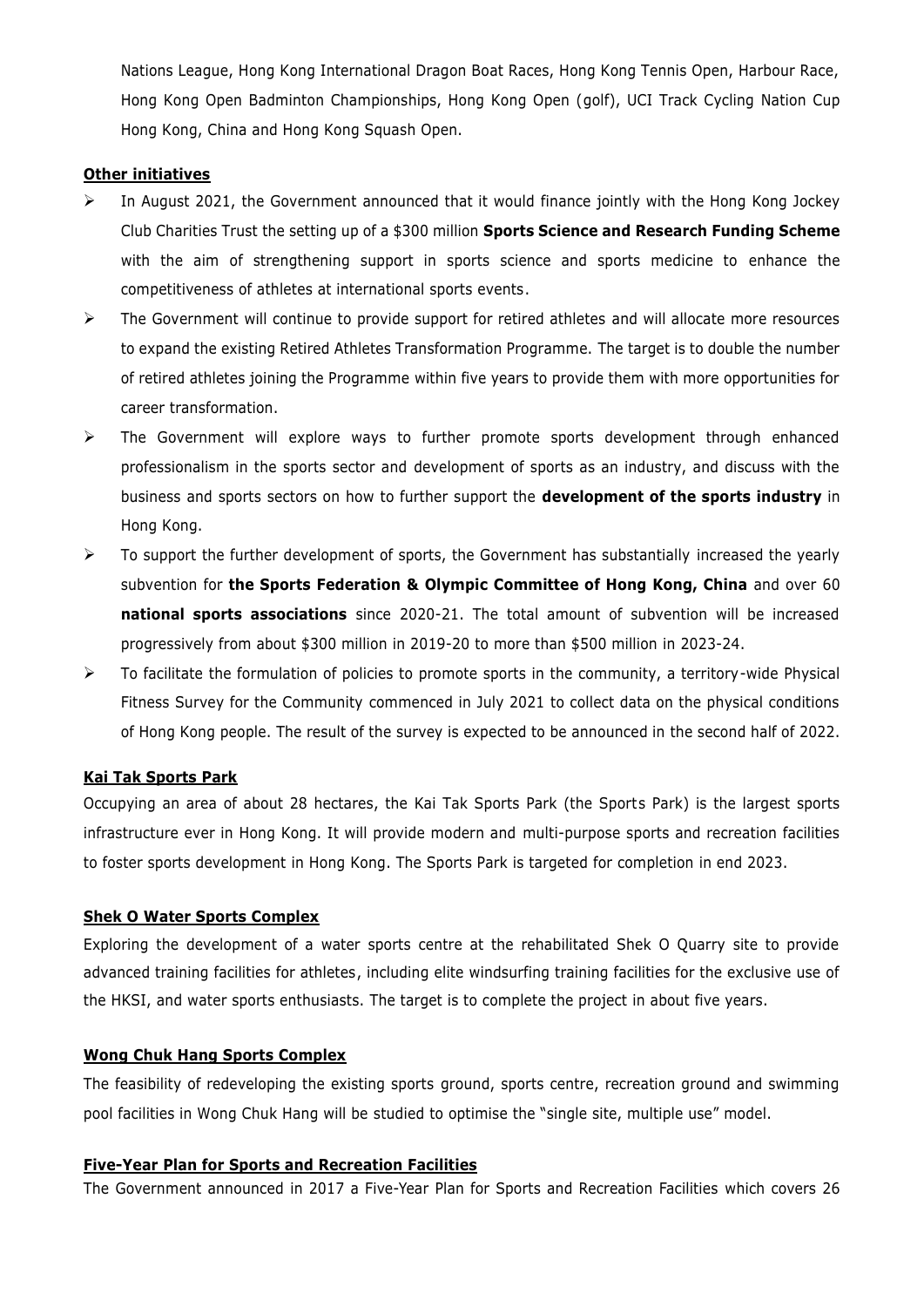Nations League, Hong Kong International Dragon Boat Races, Hong Kong Tennis Open, Harbour Race, Hong Kong Open Badminton Championships, Hong Kong Open (golf), UCI Track Cycling Nation Cup Hong Kong, China and Hong Kong Squash Open.

### Other initiatives

- In August 2021, the Government announced that it would finance jointly with the Hong Kong Jockey Club Charities Trust the setting up of a $300 million **Sports Science and Research Funding Scheme** with the aim of strengthening support in sports science and sports medicine to enhance the competitiveness of athletes at international sports events.
- The Government will continue to provide support for retired athletes and will allocate more resources to expand the existing Retired Athletes Transformation Programme. The target is to double the number of retired athletes joining the Programme within five years to provide them with more opportunities for career transformation.
- The Government will explore ways to further promote sports development through enhanced professionalism in the sports sector and development of sports as an industry, and discuss with the business and sports sectors on how to further support the **development of the sports industry** in Hong Kong.
- To support the further development of sports, the Government has substantially increased the yearly subvention for **the Sports Federation & Olympic Committee of Hong Kong, China** and over 60 **national sports associations** since 2020-21. The total amount of subvention will be increased progressively from about $300 million in 2019-20 to more than $500 million in 2023-24.
- To facilitate the formulation of policies to promote sports in the community, a territory-wide Physical Fitness Survey for the Community commenced in July 2021 to collect data on the physical conditions of Hong Kong people. The result of the survey is expected to be announced in the second half of 2022.

### Kai Tak Sports Park

Occupying an area of about 28 hectares, the Kai Tak Sports Park (the Sports Park) is the largest sports infrastructure ever in Hong Kong. It will provide modern and multi-purpose sports and recreation facilities to foster sports development in Hong Kong. The Sports Park is targeted for completion in end 2023.

### Shek O Water Sports Complex

Exploring the development of a water sports centre at the rehabilitated Shek O Quarry site to provide advanced training facilities for athletes, including elite windsurfing training facilities for the exclusive use of the HKSI, and water sports enthusiasts. The target is to complete the project in about five years.

### Wong Chuk Hang Sports Complex

The feasibility of redeveloping the existing sports ground, sports centre, recreation ground and swimming pool facilities in Wong Chuk Hang will be studied to optimise the "single site, multiple use" model.

### Five-Year Plan for Sports and Recreation Facilities

The Government announced in 2017 a Five-Year Plan for Sports and Recreation Facilities which covers 26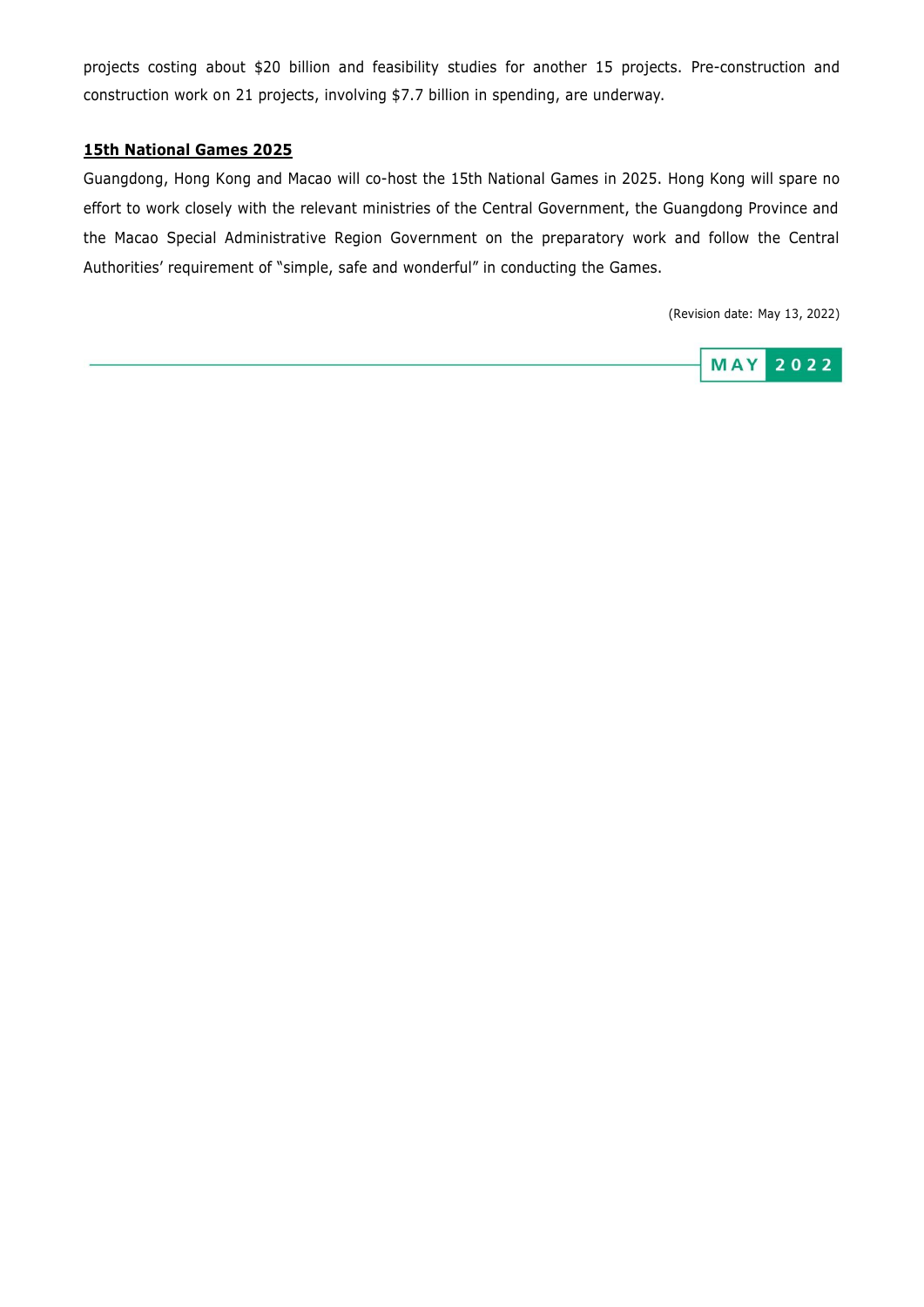projects costing about $20 billion and feasibility studies for another 15 projects. Pre-construction and construction work on 21 projects, involving $7.7 billion in spending, are underway.

## 15th National Games 2025

Guangdong, Hong Kong and Macao will co-host the 15th National Games in 2025. Hong Kong will spare no effort to work closely with the relevant ministries of the Central Government, the Guangdong Province and the Macao Special Administrative Region Government on the preparatory work and follow the Central Authorities' requirement of "simple, safe and wonderful" in conducting the Games.

(Revision date: May 13, 2022)